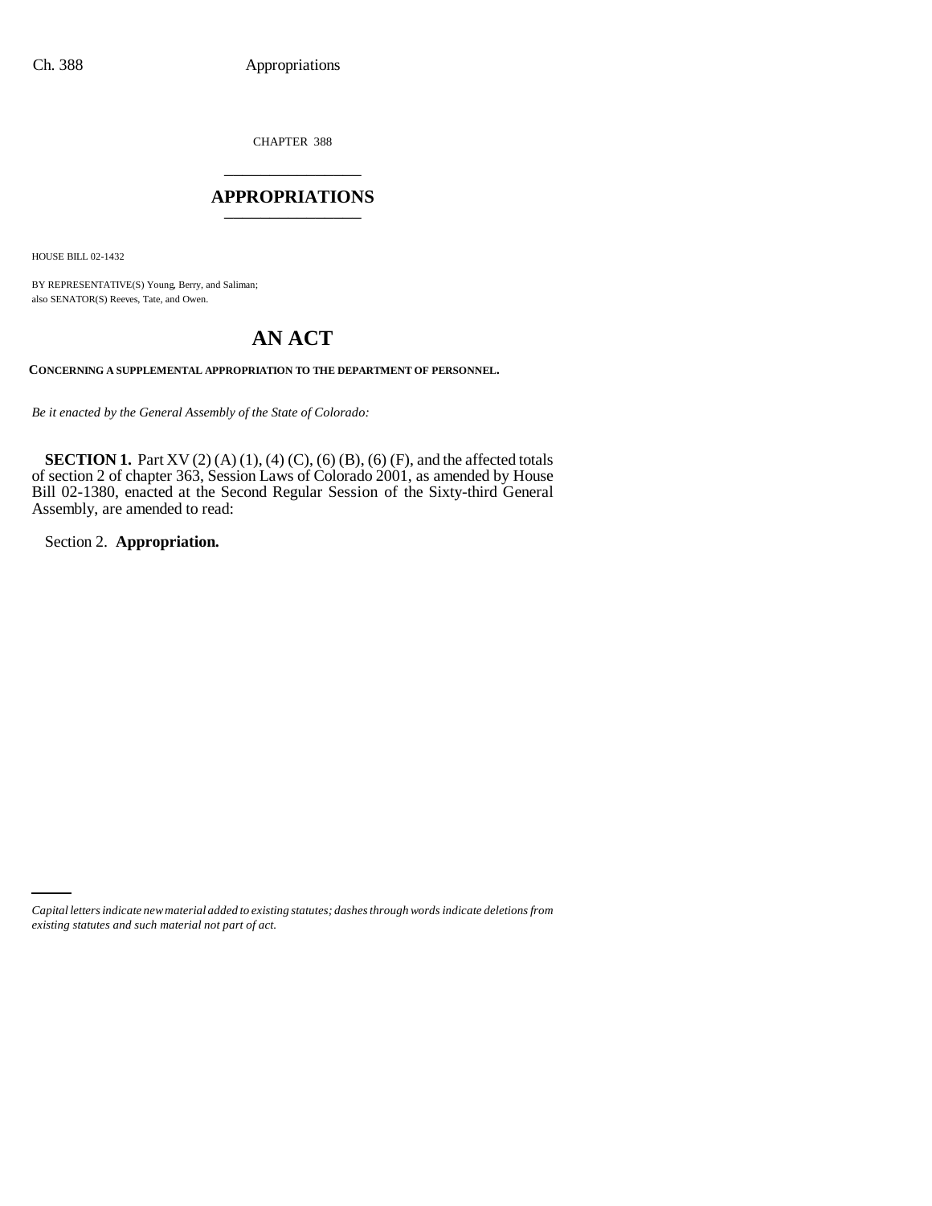CHAPTER 388

# APPROPRIATIONS

HOUSE BILL 02-1432

BY REPRESENTATIVE(S) Young, Berry, and Saliman;
also SENATOR(S) Reeves, Tate, and Owen.

## AN ACT

**CONCERNING A SUPPLEMENTAL APPROPRIATION TO THE DEPARTMENT OF PERSONNEL.**

*Be it enacted by the General Assembly of the State of Colorado:*

**SECTION 1.** Part XV (2) (A) (1), (4) (C), (6) (B), (6) (F), and the affected totals of section 2 of chapter 363, Session Laws of Colorado 2001, as amended by House Bill 02-1380, enacted at the Second Regular Session of the Sixty-third General Assembly, are amended to read:

Section 2. **Appropriation.**

*Capital letters indicate new material added to existing statutes; dashes through words indicate deletions from existing statutes and such material not part of act.*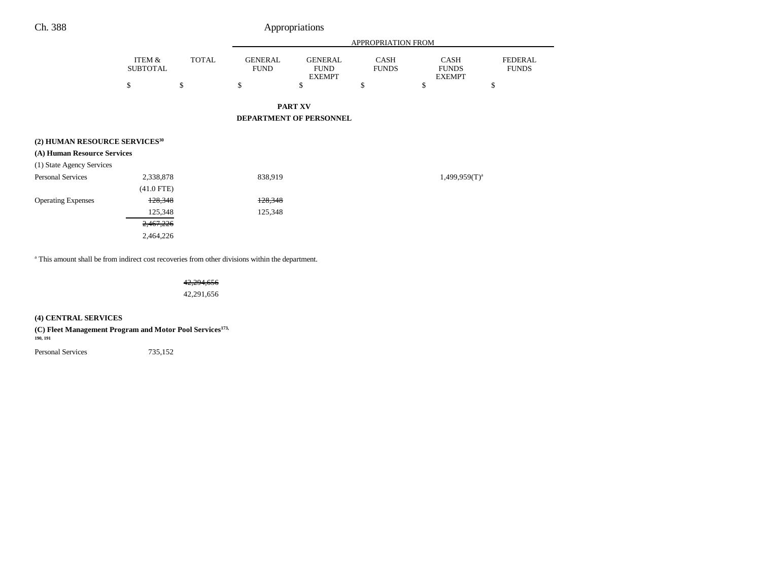## PART XV

## DEPARTMENT OF PERSONNEL

| | ITEM & SUBTOTAL | TOTAL | GENERAL FUND | GENERAL FUND EXEMPT | CASH FUNDS | CASH FUNDS EXEMPT | FEDERAL FUNDS |
|---|---|---|---|---|---|---|---|
| | $ | $ | $ | $ | $ | $ | $ |
| **(2) HUMAN RESOURCE SERVICES[30]** | | | | | | | |
| **(A) Human Resource Services** | | | | | | | |
| (1) State Agency Services | | | | | | | |
| Personal Services | 2,338,878 | | 838,919 | | | 1,499,959(T)[a] | |
| | (41.0 FTE) | | | | | | |
| Operating Expenses | ~~128,348~~ | | ~~128,348~~ | | | | |
| | 125,348 | | 125,348 | | | | |
| | ~~2,467,226~~ | | | | | | |
| | 2,464,226 | | | | | | |

[a] This amount shall be from indirect cost recoveries from other divisions within the department.

| | ITEM & SUBTOTAL | TOTAL | GENERAL FUND | GENERAL FUND EXEMPT | CASH FUNDS | CASH FUNDS EXEMPT | FEDERAL FUNDS |
|---|---|---|---|---|---|---|---|
| | | ~~42,294,656~~ | | | | | |
| | | 42,291,656 | | | | | |

**(4) CENTRAL SERVICES**

**(C) Fleet Management Program and Motor Pool Services[173, 190, 191]**

| | ITEM & SUBTOTAL | TOTAL | GENERAL FUND | GENERAL FUND EXEMPT | CASH FUNDS | CASH FUNDS EXEMPT | FEDERAL FUNDS |
|---|---|---|---|---|---|---|---|
| Personal Services | 735,152 | | | | | | |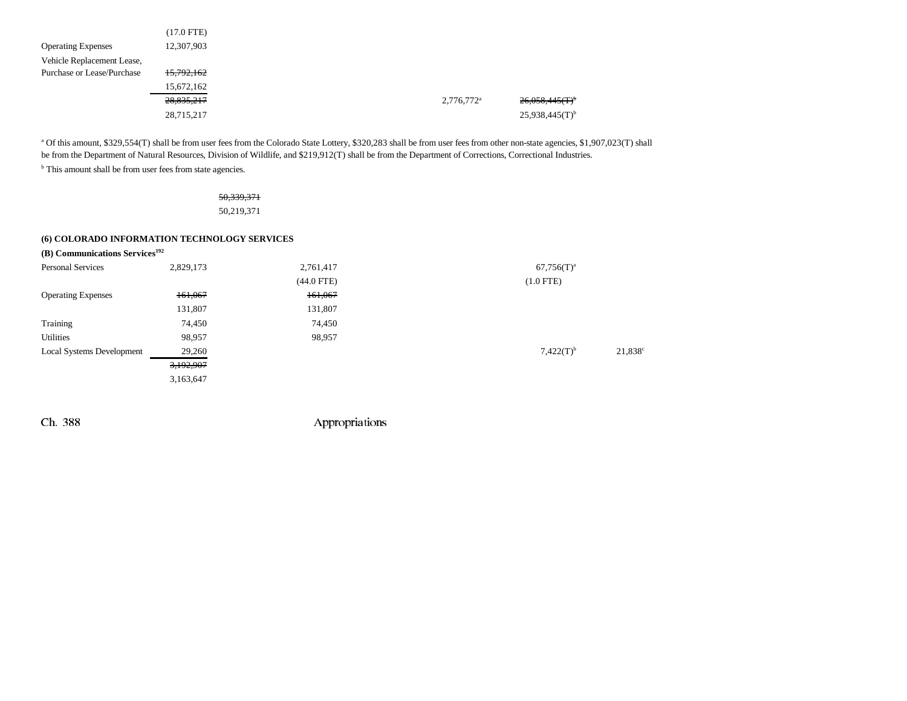| | | | | | | |
|---|---|---|---|---|---|---|
| | (17.0 FTE) | | | | | |
| Operating Expenses | 12,307,903 | | | | | |
| Vehicle Replacement Lease, Purchase or Lease/Purchase | ~~15,792,162~~ 15,672,162 | | | | | |
| | ~~28,835,217~~ 28,715,217 | | | 2,776,772[a] | ~~26,058,445(T)[b]~~ 25,938,445(T)[b] | |

[a] Of this amount, $329,554(T) shall be from user fees from the Colorado State Lottery, $320,283 shall be from user fees from other non-state agencies, $1,907,023(T) shall be from the Department of Natural Resources, Division of Wildlife, and $219,912(T) shall be from the Department of Corrections, Correctional Industries.

[b] This amount shall be from user fees from state agencies.

~~50,339,371~~
50,219,371

**(6) COLORADO INFORMATION TECHNOLOGY SERVICES**

**(B) Communications Services[192]**

| | | | | | | |
|---|---|---|---|---|---|---|
| Personal Services | 2,829,173 | 2,761,417 (44.0 FTE) | | | 67,756(T)[a] (1.0 FTE) | |
| Operating Expenses | ~~161,067~~ 131,807 | ~~161,067~~ 131,807 | | | | |
| Training | 74,450 | 74,450 | | | | |
| Utilities | 98,957 | 98,957 | | | | |
| Local Systems Development | 29,260 | | | | 7,422(T)[b] | 21,838[c] |
| | ~~3,192,907~~ 3,163,647 | | | | | |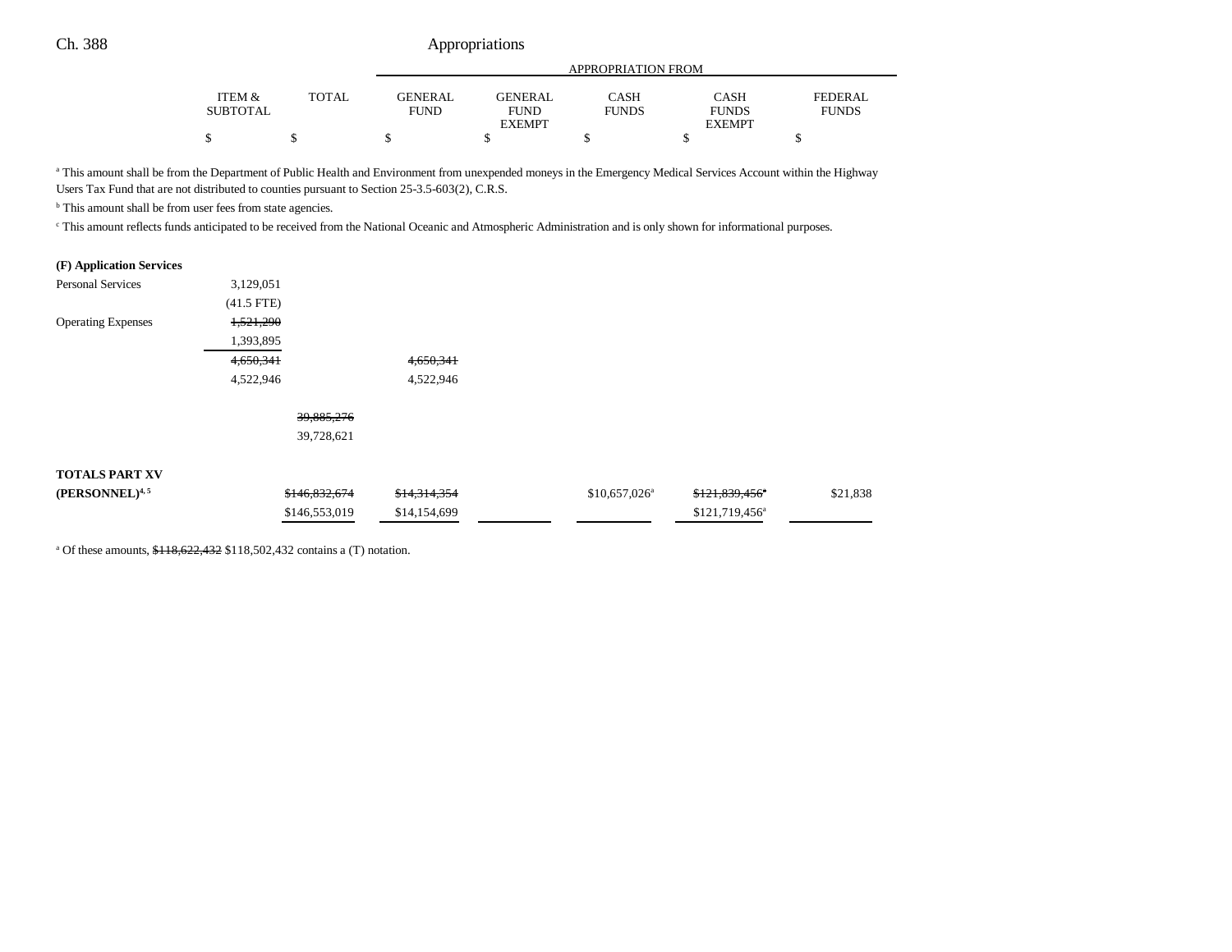| | ITEM & SUBTOTAL | TOTAL | GENERAL FUND | GENERAL FUND EXEMPT | CASH FUNDS | CASH FUNDS EXEMPT | FEDERAL FUNDS |
|---|---|---|---|---|---|---|---|
| | | | APPROPRIATION FROM | | | | |
| | $ | $ | $ | $ | $ | $ | $ |

[a] This amount shall be from the Department of Public Health and Environment from unexpended moneys in the Emergency Medical Services Account within the Highway Users Tax Fund that are not distributed to counties pursuant to Section 25-3.5-603(2), C.R.S.

[b] This amount shall be from user fees from state agencies.

[c] This amount reflects funds anticipated to be received from the National Oceanic and Atmospheric Administration and is only shown for informational purposes.

| | ITEM & SUBTOTAL | TOTAL | GENERAL FUND | GENERAL FUND EXEMPT | CASH FUNDS | CASH FUNDS EXEMPT | FEDERAL FUNDS |
|---|---|---|---|---|---|---|---|
| **(F) Application Services** | | | | | | | |
| Personal Services | 3,129,051 | | | | | | |
| | (41.5 FTE) | | | | | | |
| Operating Expenses | ~~1,521,290~~ | | | | | | |
| | 1,393,895 | | | | | | |
| | ~~4,650,341~~ | | ~~4,650,341~~ | | | | |
| | 4,522,946 | | 4,522,946 | | | | |
| | | ~~39,885,276~~ | | | | | |
| | | 39,728,621 | | | | | |
| **TOTALS PART XV** | | | | | | | |
| **(PERSONNEL)**[4, 5] | | ~~$146,832,674~~ | ~~$14,314,354~~ | | $10,657,026[a] | ~~$121,839,456~~[a] | $21,838 |
| | | $146,553,019 | $14,154,699 | | | $121,719,456[a] | |

[a] Of these amounts, ~~$118,622,432~~ $118,502,432 contains a (T) notation.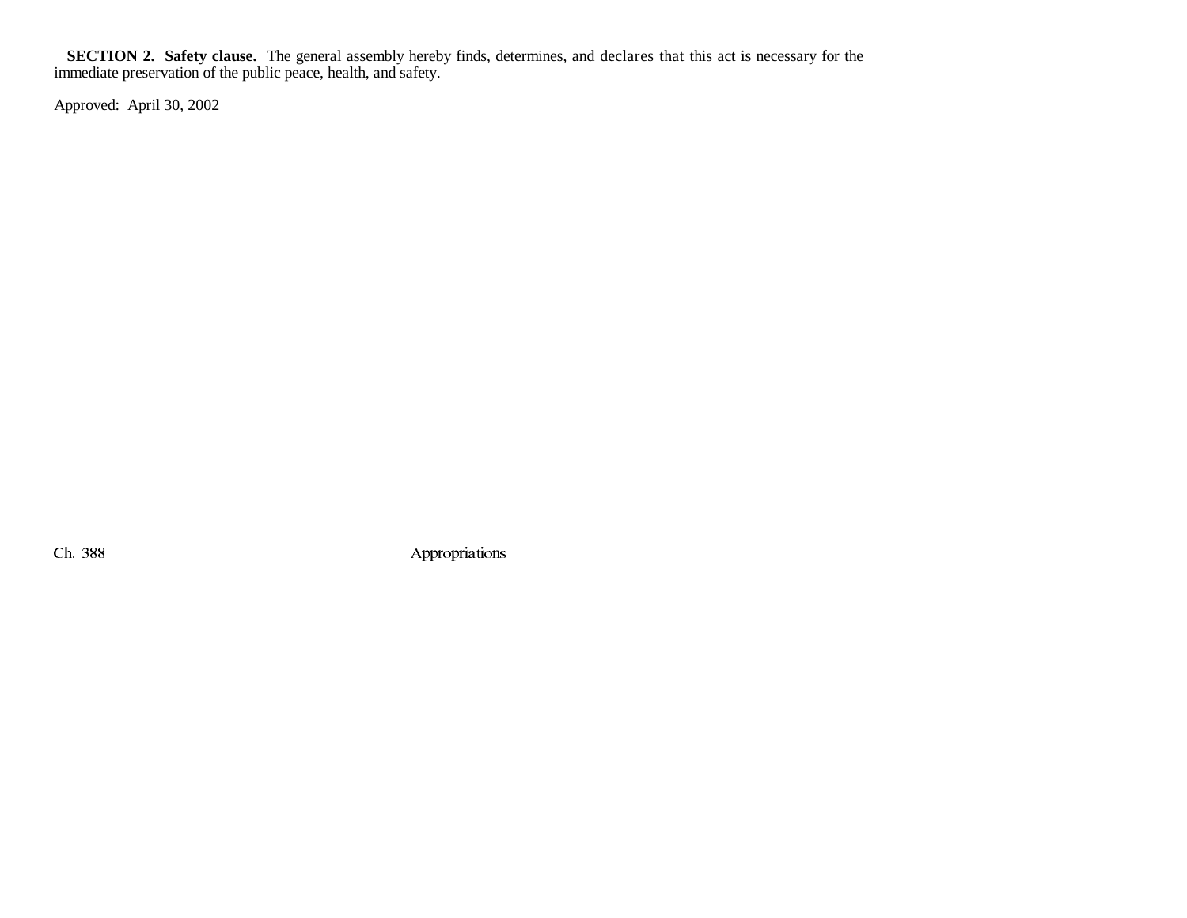**SECTION 2. Safety clause.** The general assembly hereby finds, determines, and declares that this act is necessary for the immediate preservation of the public peace, health, and safety.

Approved: April 30, 2002